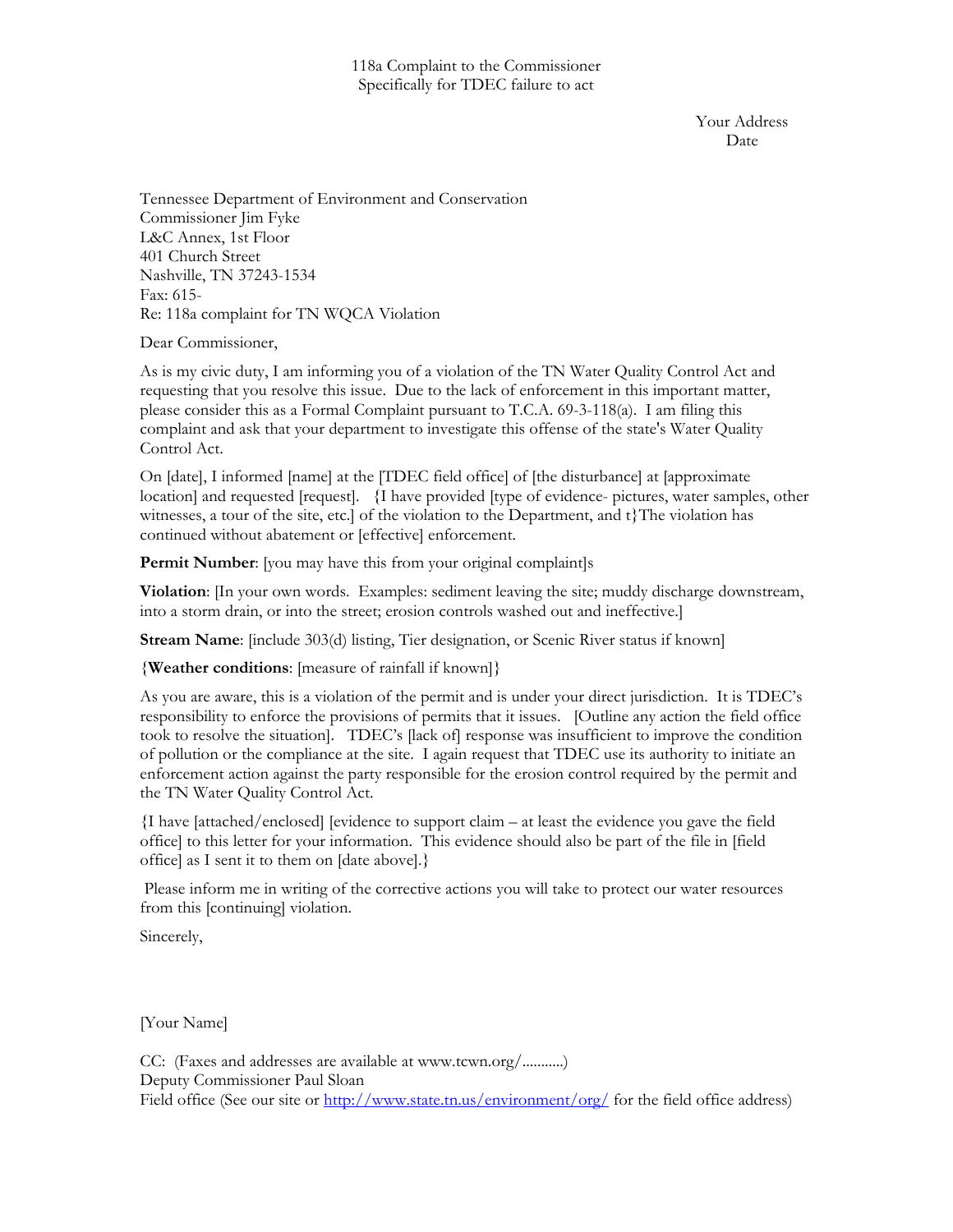118a Complaint to the Commissioner
Specifically for TDEC failure to act

Your Address
Date

Tennessee Department of Environment and Conservation
Commissioner Jim Fyke
L&C Annex, 1st Floor
401 Church Street
Nashville, TN 37243-1534
Fax: 615-
Re: 118a complaint for TN WQCA Violation

Dear Commissioner,

As is my civic duty, I am informing you of a violation of the TN Water Quality Control Act and requesting that you resolve this issue. Due to the lack of enforcement in this important matter, please consider this as a Formal Complaint pursuant to T.C.A. 69-3-118(a). I am filing this complaint and ask that your department to investigate this offense of the state's Water Quality Control Act.

On [date], I informed [name] at the [TDEC field office] of [the disturbance] at [approximate location] and requested [request]. {I have provided [type of evidence- pictures, water samples, other witnesses, a tour of the site, etc.] of the violation to the Department, and t}The violation has continued without abatement or [effective] enforcement.

**Permit Number**: [you may have this from your original complaint]s

**Violation**: [In your own words. Examples: sediment leaving the site; muddy discharge downstream, into a storm drain, or into the street; erosion controls washed out and ineffective.]

**Stream Name**: [include 303(d) listing, Tier designation, or Scenic River status if known]

{**Weather conditions**: [measure of rainfall if known]}

As you are aware, this is a violation of the permit and is under your direct jurisdiction. It is TDEC's responsibility to enforce the provisions of permits that it issues. [Outline any action the field office took to resolve the situation]. TDEC's [lack of] response was insufficient to improve the condition of pollution or the compliance at the site. I again request that TDEC use its authority to initiate an enforcement action against the party responsible for the erosion control required by the permit and the TN Water Quality Control Act.

{I have [attached/enclosed] [evidence to support claim – at least the evidence you gave the field office] to this letter for your information. This evidence should also be part of the file in [field office] as I sent it to them on [date above].}

Please inform me in writing of the corrective actions you will take to protect our water resources from this [continuing] violation.

Sincerely,

[Your Name]

CC: (Faxes and addresses are available at www.tcwn.org/...........)
Deputy Commissioner Paul Sloan
Field office (See our site or http://www.state.tn.us/environment/org/ for the field office address)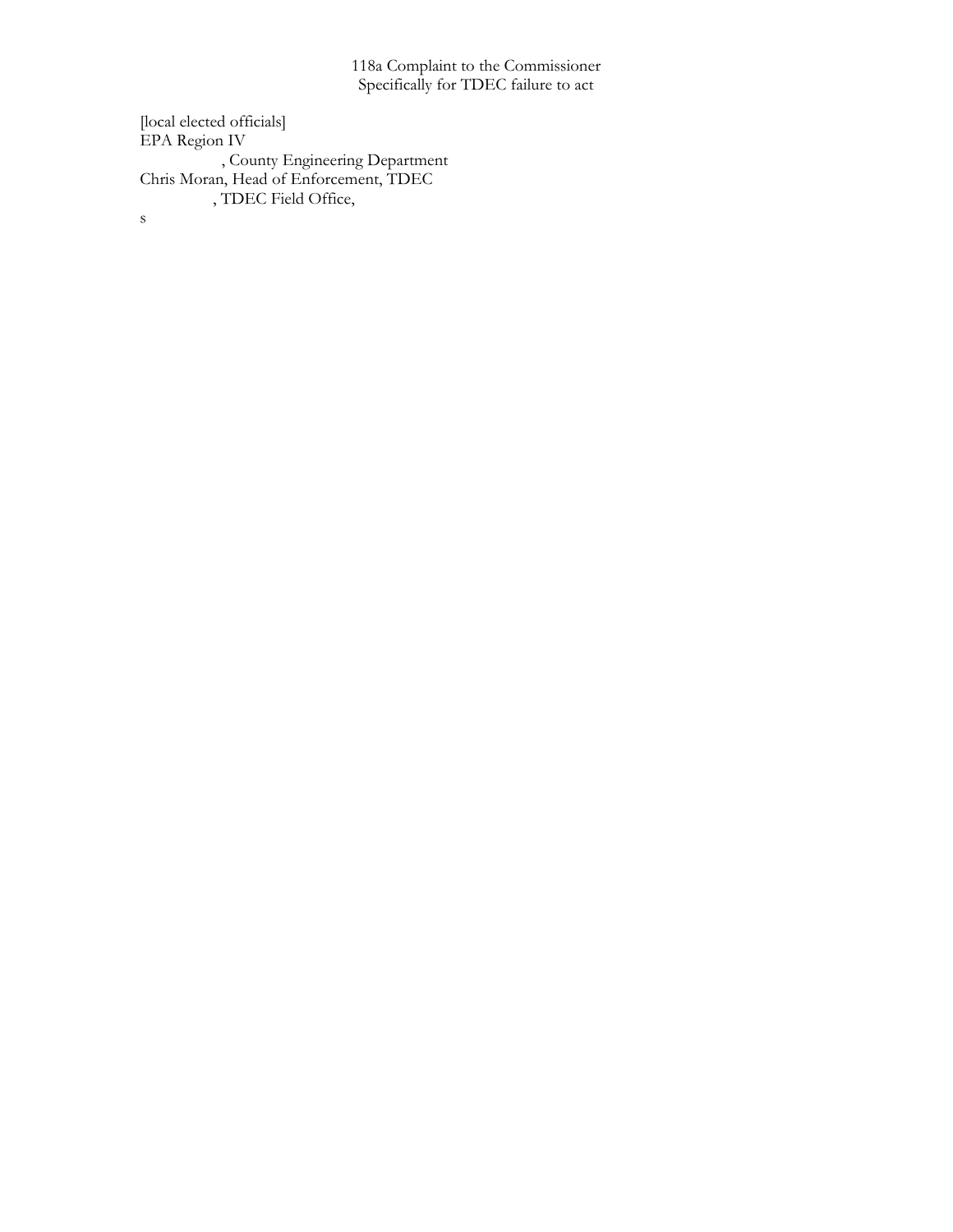118a Complaint to the Commissioner
Specifically for TDEC failure to act

[local elected officials]
EPA Region IV
, County Engineering Department
Chris Moran, Head of Enforcement, TDEC
, TDEC Field Office,
s